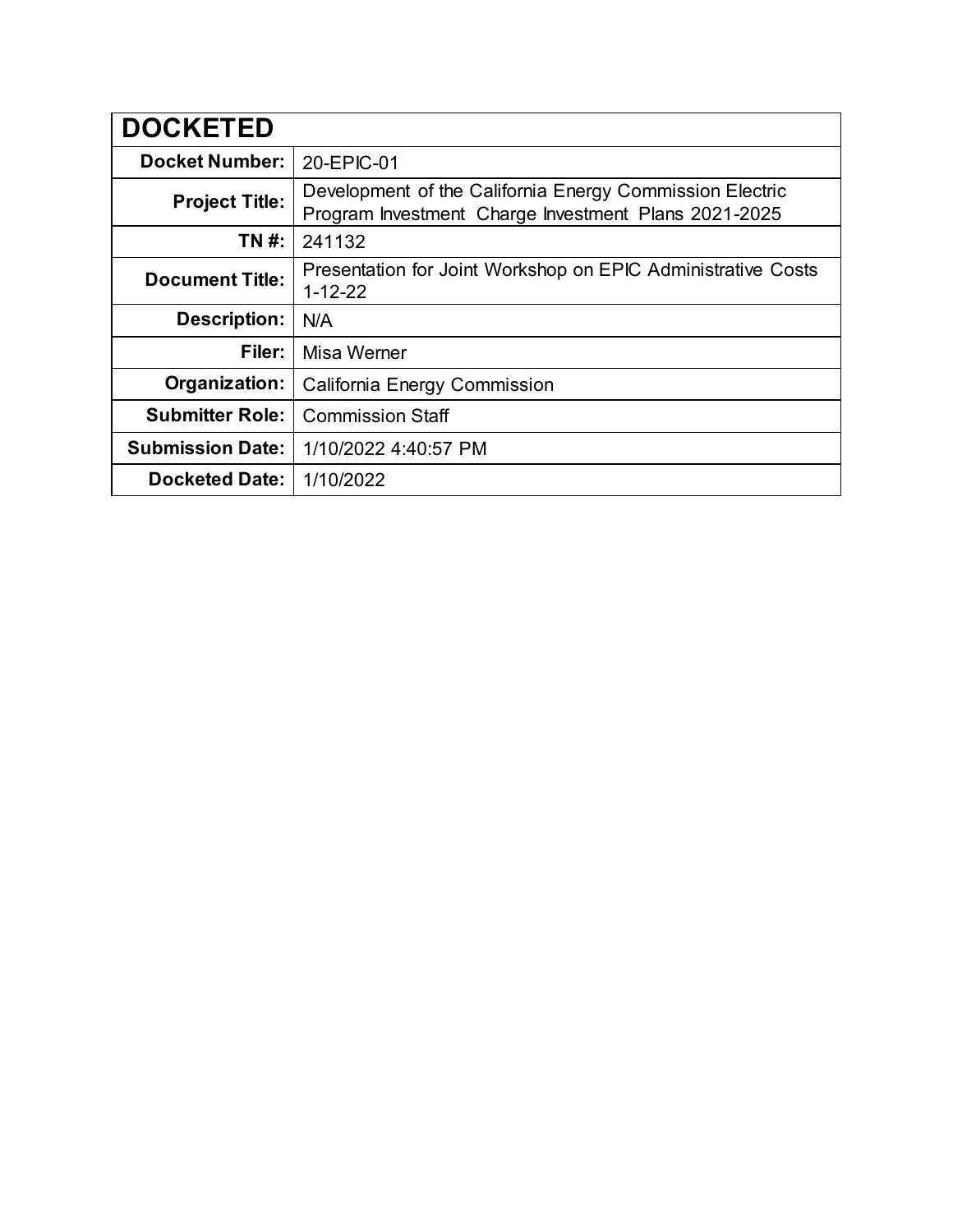| DOCKETED | |
|---|---|
| **Docket Number:** | 20-EPIC-01 |
| **Project Title:** | Development of the California Energy Commission Electric Program Investment Charge Investment Plans 2021-2025 |
| **TN #:** | 241132 |
| **Document Title:** | Presentation for Joint Workshop on EPIC Administrative Costs 1-12-22 |
| **Description:** | N/A |
| **Filer:** | Misa Werner |
| **Organization:** | California Energy Commission |
| **Submitter Role:** | Commission Staff |
| **Submission Date:** | 1/10/2022 4:40:57 PM |
| **Docketed Date:** | 1/10/2022 |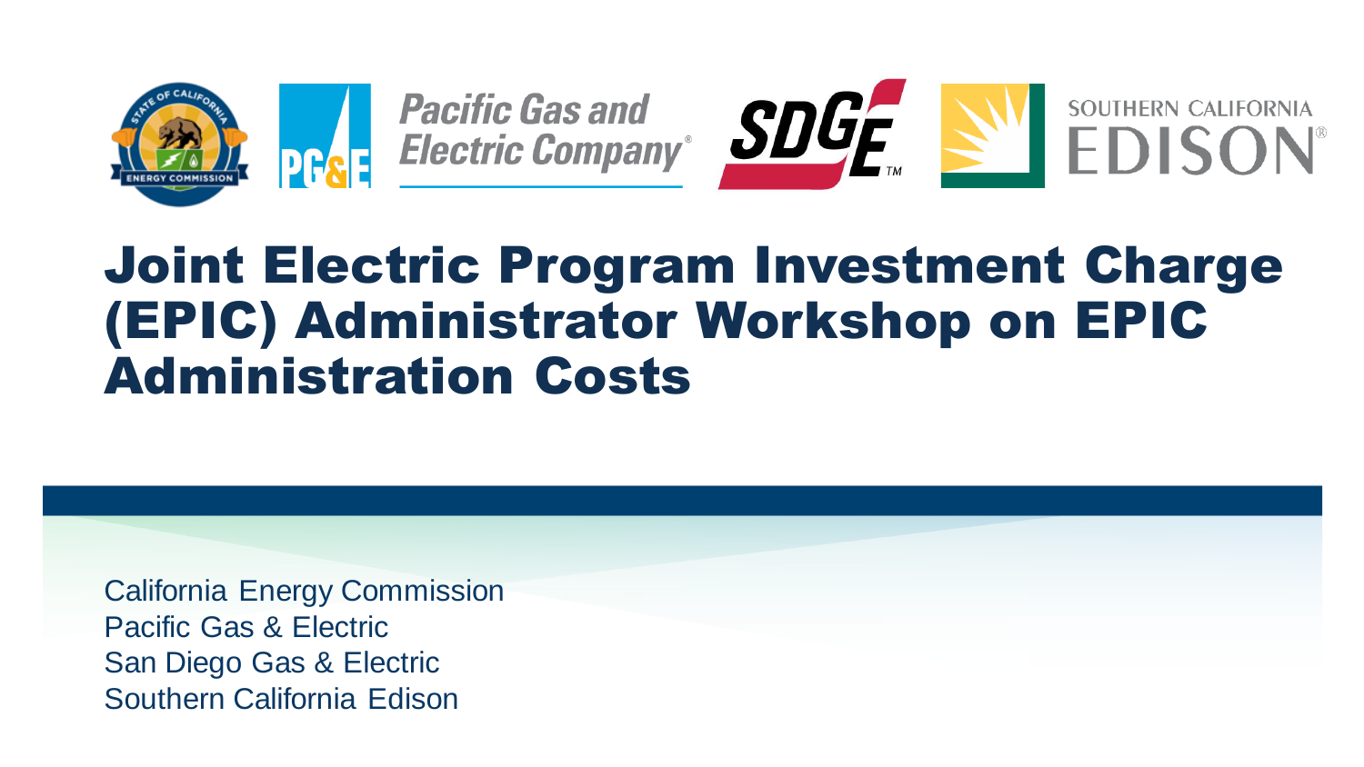# Joint Electric Program Investment Charge (EPIC) Administrator Workshop on EPIC Administration Costs

California Energy Commission
Pacific Gas & Electric
San Diego Gas & Electric
Southern California Edison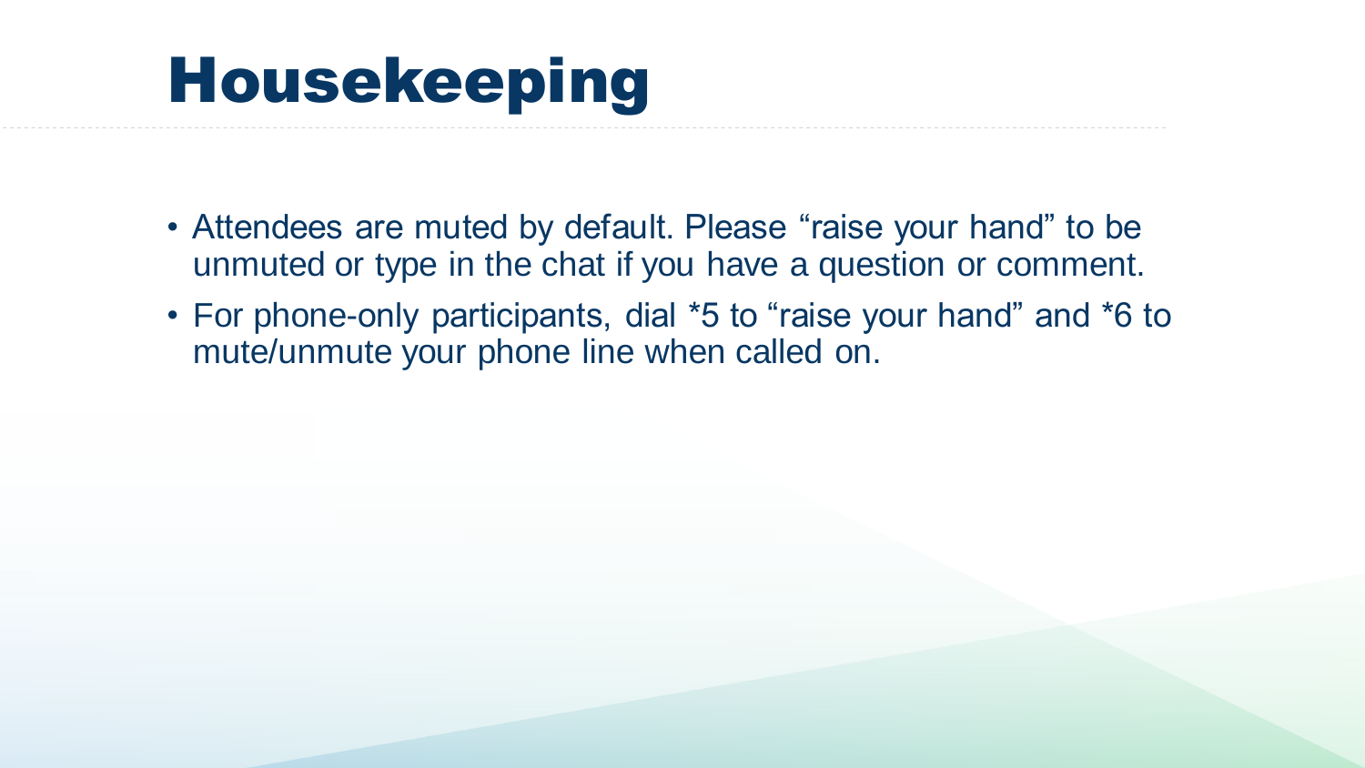# Housekeeping

- Attendees are muted by default. Please “raise your hand” to be unmuted or type in the chat if you have a question or comment.
- For phone-only participants, dial *5 to “raise your hand” and *6 to mute/unmute your phone line when called on.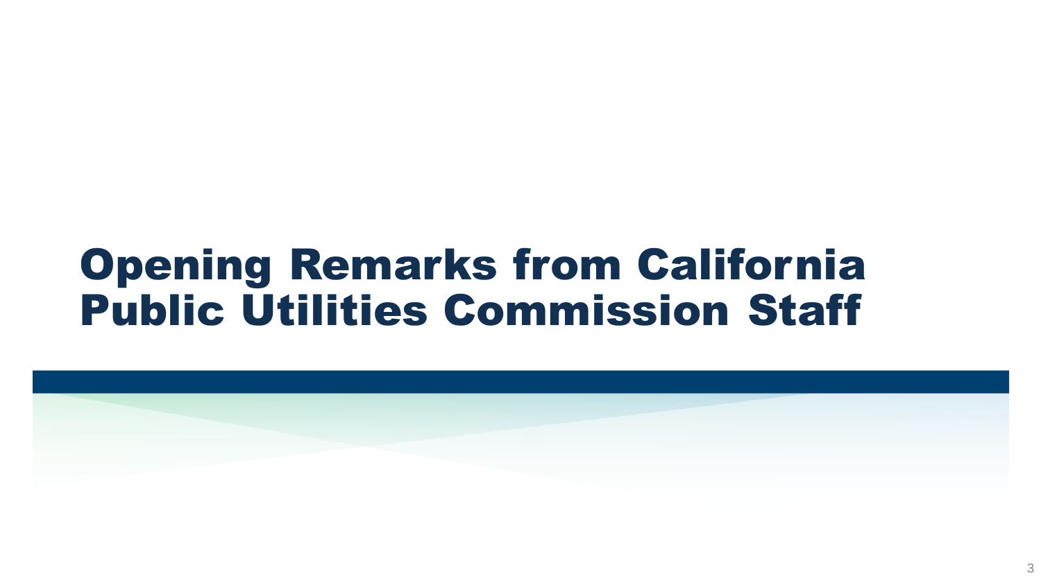# Opening Remarks from California Public Utilities Commission Staff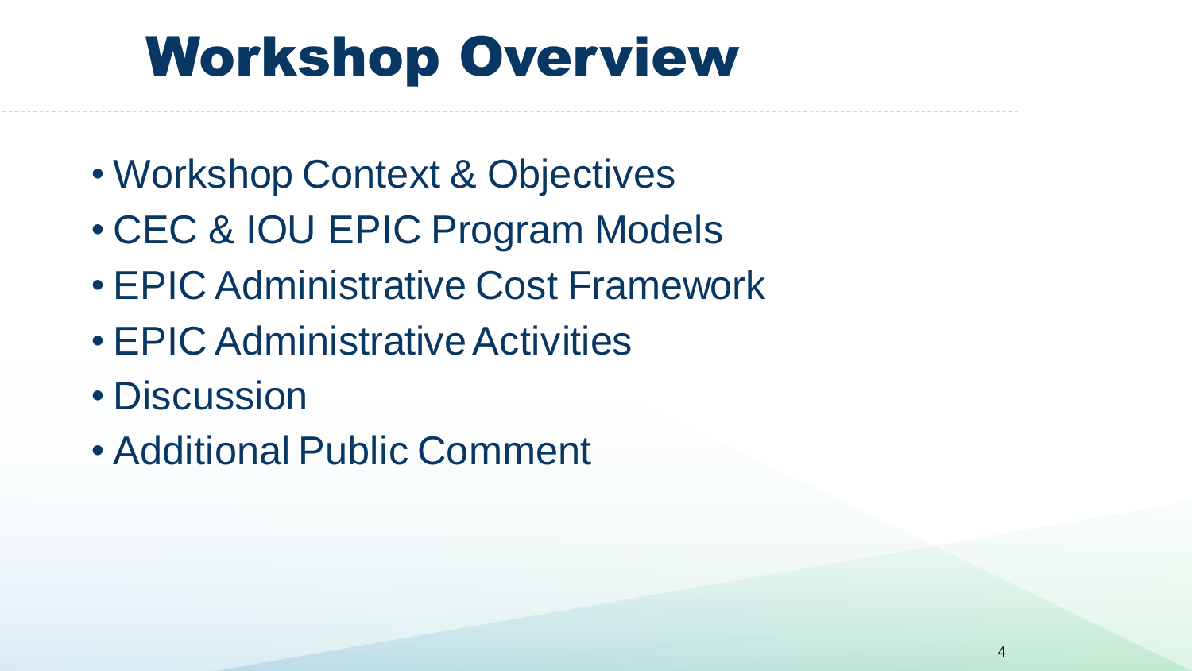# Workshop Overview

- Workshop Context & Objectives
- CEC & IOU EPIC Program Models
- EPIC Administrative Cost Framework
- EPIC Administrative Activities
- Discussion
- Additional Public Comment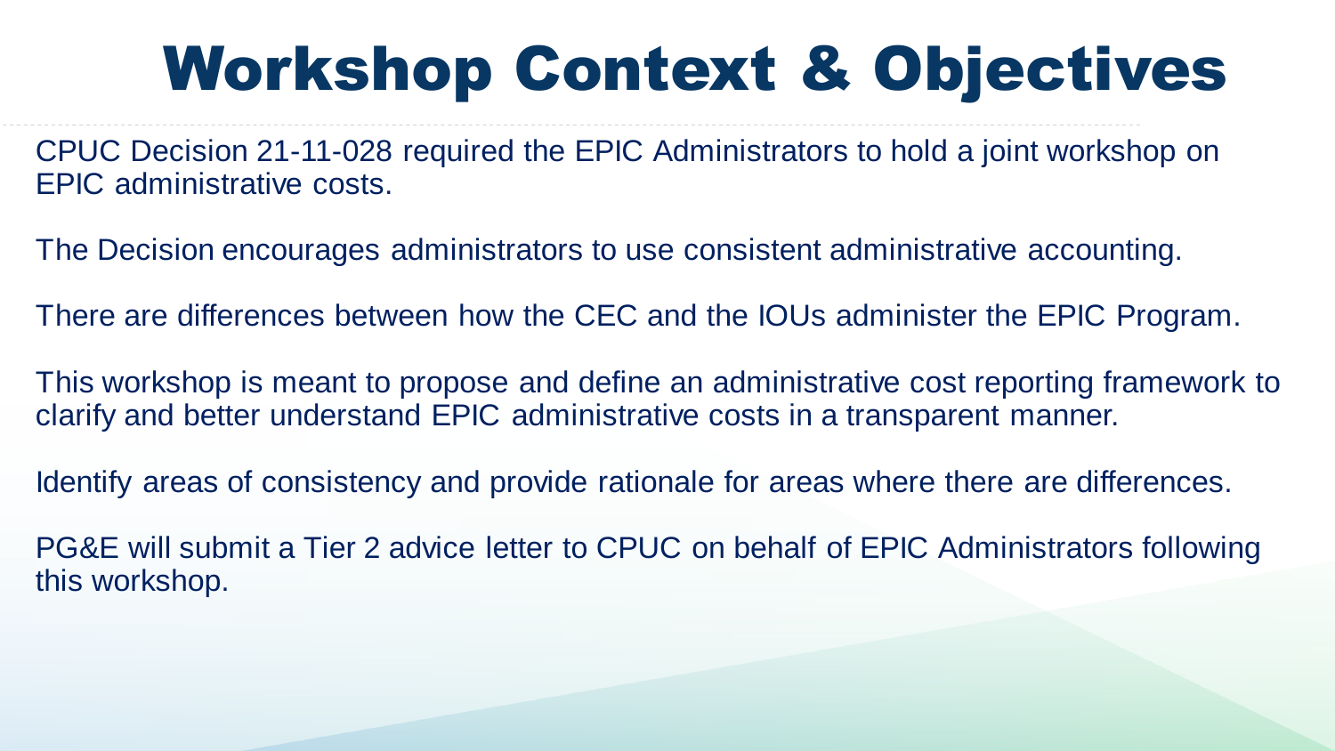# Workshop Context & Objectives

CPUC Decision 21-11-028 required the EPIC Administrators to hold a joint workshop on EPIC administrative costs.

The Decision encourages administrators to use consistent administrative accounting.

There are differences between how the CEC and the IOUs administer the EPIC Program.

This workshop is meant to propose and define an administrative cost reporting framework to clarify and better understand EPIC administrative costs in a transparent manner.

Identify areas of consistency and provide rationale for areas where there are differences.

PG&E will submit a Tier 2 advice letter to CPUC on behalf of EPIC Administrators following this workshop.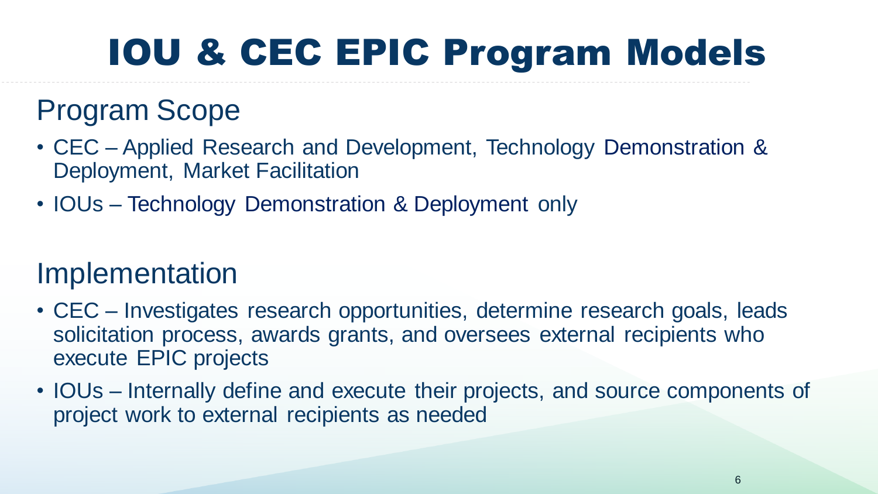# IOU & CEC EPIC Program Models

## Program Scope

- CEC – Applied Research and Development, Technology Demonstration & Deployment, Market Facilitation
- IOUs – Technology Demonstration & Deployment only

## Implementation

- CEC – Investigates research opportunities, determine research goals, leads solicitation process, awards grants, and oversees external recipients who execute EPIC projects
- IOUs – Internally define and execute their projects, and source components of project work to external recipients as needed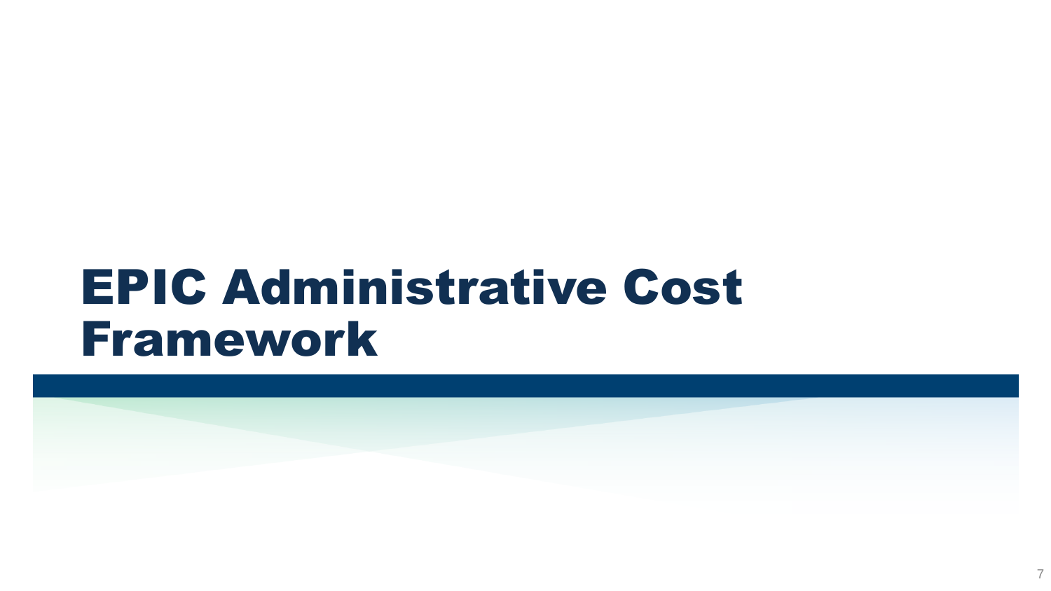# EPIC Administrative Cost Framework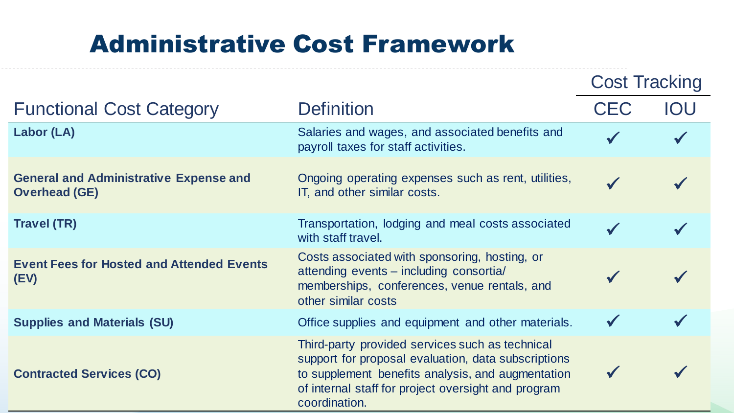# Administrative Cost Framework

| Functional Cost Category | Definition | Cost Tracking | |
|---|---|---|---|
| | | CEC | IOU |
| **Labor (LA)** | Salaries and wages, and associated benefits and payroll taxes for staff activities. | ✓ | ✓ |
| **General and Administrative Expense and Overhead (GE)** | Ongoing operating expenses such as rent, utilities, IT, and other similar costs. | ✓ | ✓ |
| **Travel (TR)** | Transportation, lodging and meal costs associated with staff travel. | ✓ | ✓ |
| **Event Fees for Hosted and Attended Events (EV)** | Costs associated with sponsoring, hosting, or attending events – including consortia/ memberships, conferences, venue rentals, and other similar costs | ✓ | ✓ |
| **Supplies and Materials (SU)** | Office supplies and equipment and other materials. | ✓ | ✓ |
| **Contracted Services (CO)** | Third-party provided services such as technical support for proposal evaluation, data subscriptions to supplement benefits analysis, and augmentation of internal staff for project oversight and program coordination. | ✓ | ✓ |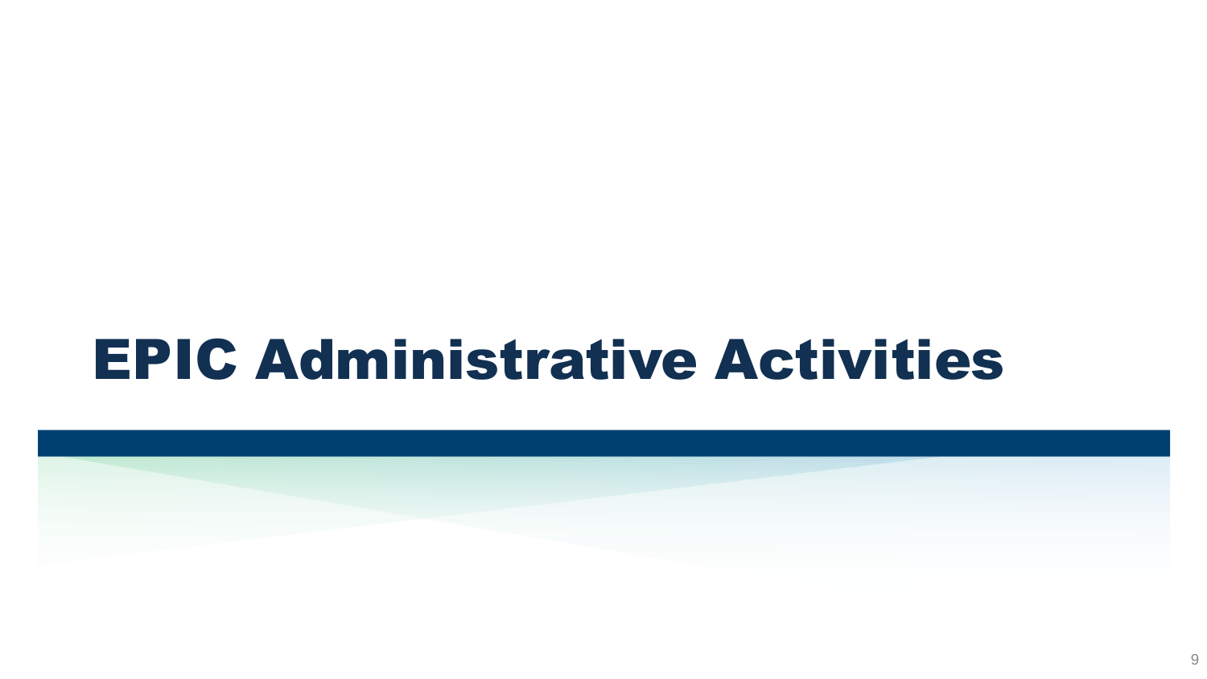# EPIC Administrative Activities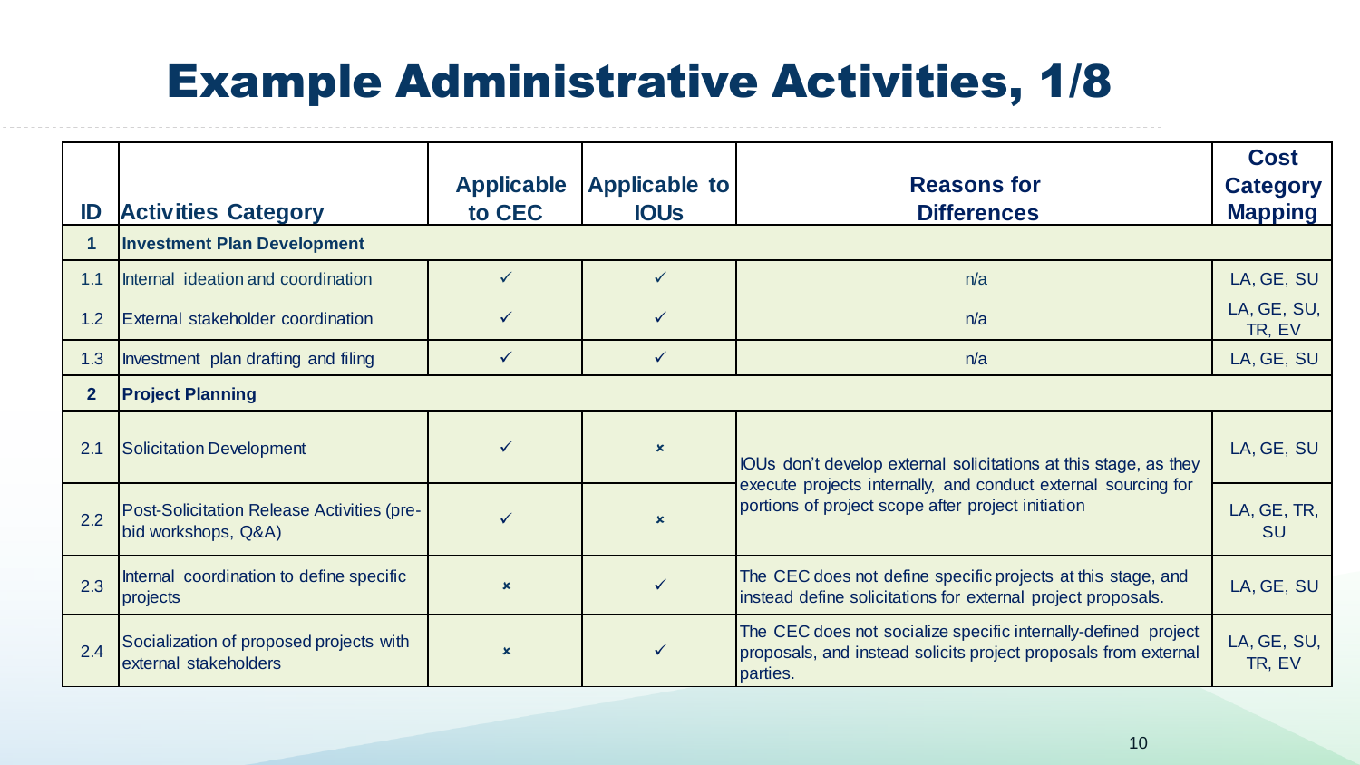# Example Administrative Activities, 1/8

| ID | Activities Category | Applicable to CEC | Applicable to IOUs | Reasons for Differences | Cost Category Mapping |
|---|---|---|---|---|---|
| **1** | **Investment Plan Development** | | | | |
| 1.1 | Internal ideation and coordination | ✓ | ✓ | n/a | LA, GE, SU |
| 1.2 | External stakeholder coordination | ✓ | ✓ | n/a | LA, GE, SU, TR, EV |
| 1.3 | Investment plan drafting and filing | ✓ | ✓ | n/a | LA, GE, SU |
| **2** | **Project Planning** | | | | |
| 2.1 | Solicitation Development | ✓ | × | IOUs don't develop external solicitations at this stage, as they execute projects internally, and conduct external sourcing for portions of project scope after project initiation | LA, GE, SU |
| 2.2 | Post-Solicitation Release Activities (pre-bid workshops, Q&A) | ✓ | × | | LA, GE, TR, SU |
| 2.3 | Internal coordination to define specific projects | × | ✓ | The CEC does not define specific projects at this stage, and instead define solicitations for external project proposals. | LA, GE, SU |
| 2.4 | Socialization of proposed projects with external stakeholders | × | ✓ | The CEC does not socialize specific internally-defined project proposals, and instead solicits project proposals from external parties. | LA, GE, SU, TR, EV |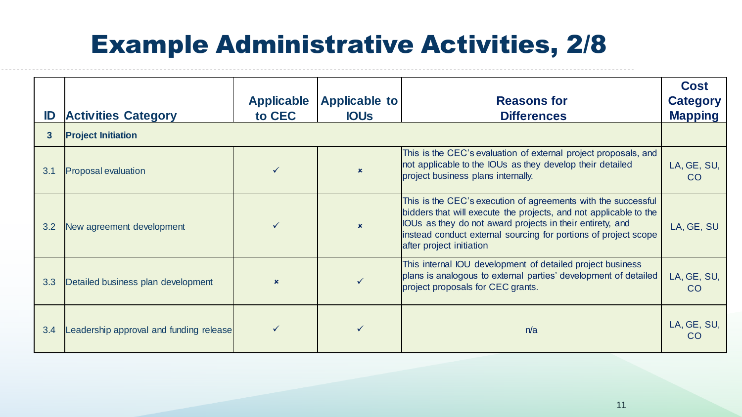# Example Administrative Activities, 2/8

| ID | Activities Category | Applicable to CEC | Applicable to IOUs | Reasons for Differences | Cost Category Mapping |
|---|---|---|---|---|---|
| **3** | **Project Initiation** | | | | |
| 3.1 | Proposal evaluation | ✓ | ✗ | This is the CEC's evaluation of external project proposals, and not applicable to the IOUs as they develop their detailed project business plans internally. | LA, GE, SU, CO |
| 3.2 | New agreement development | ✓ | ✗ | This is the CEC's execution of agreements with the successful bidders that will execute the projects, and not applicable to the IOUs as they do not award projects in their entirety, and instead conduct external sourcing for portions of project scope after project initiation | LA, GE, SU |
| 3.3 | Detailed business plan development | ✗ | ✓ | This internal IOU development of detailed project business plans is analogous to external parties' development of detailed project proposals for CEC grants. | LA, GE, SU, CO |
| 3.4 | Leadership approval and funding release | ✓ | ✓ | n/a | LA, GE, SU, CO |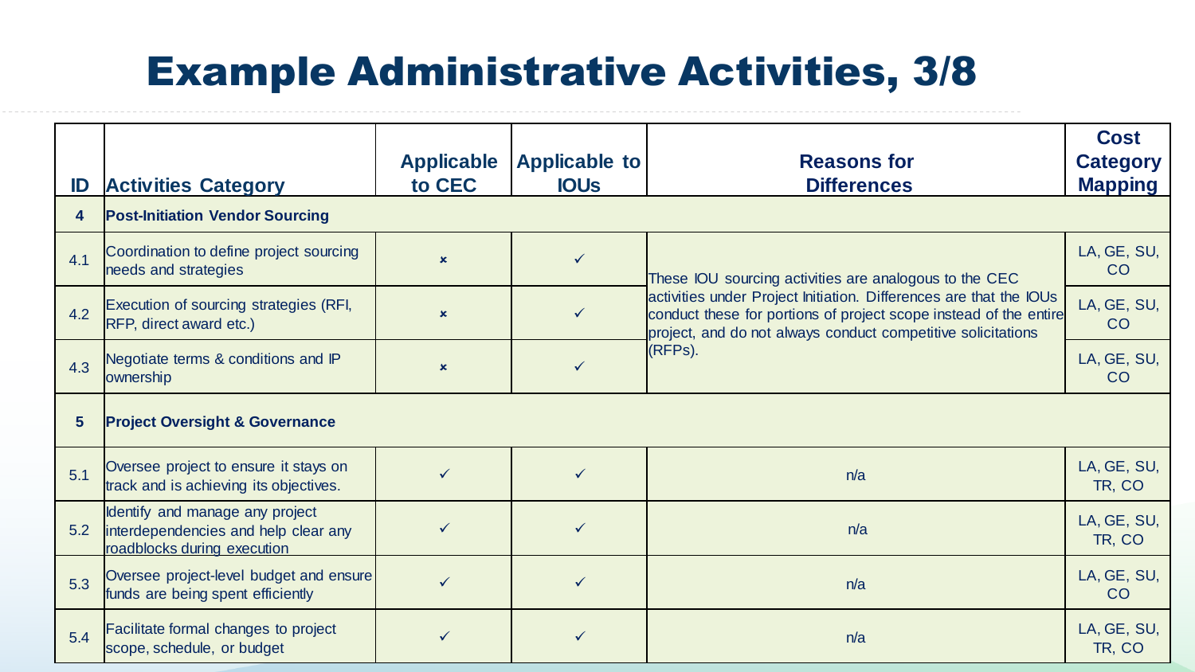# Example Administrative Activities, 3/8

| ID | Activities Category | Applicable to CEC | Applicable to IOUs | Reasons for Differences | Cost Category Mapping |
|---|---|---|---|---|---|
| **4** | **Post-Initiation Vendor Sourcing** | | | | |
| 4.1 | Coordination to define project sourcing needs and strategies | × | ✓ | These IOU sourcing activities are analogous to the CEC activities under Project Initiation. Differences are that the IOUs conduct these for portions of project scope instead of the entire project, and do not always conduct competitive solicitations (RFPs). | LA, GE, SU, CO |
| 4.2 | Execution of sourcing strategies (RFI, RFP, direct award etc.) | × | ✓ | | LA, GE, SU, CO |
| 4.3 | Negotiate terms & conditions and IP ownership | × | ✓ | | LA, GE, SU, CO |
| **5** | **Project Oversight & Governance** | | | | |
| 5.1 | Oversee project to ensure it stays on track and is achieving its objectives. | ✓ | ✓ | n/a | LA, GE, SU, TR, CO |
| 5.2 | Identify and manage any project interdependencies and help clear any roadblocks during execution | ✓ | ✓ | n/a | LA, GE, SU, TR, CO |
| 5.3 | Oversee project-level budget and ensure funds are being spent efficiently | ✓ | ✓ | n/a | LA, GE, SU, CO |
| 5.4 | Facilitate formal changes to project scope, schedule, or budget | ✓ | ✓ | n/a | LA, GE, SU, TR, CO |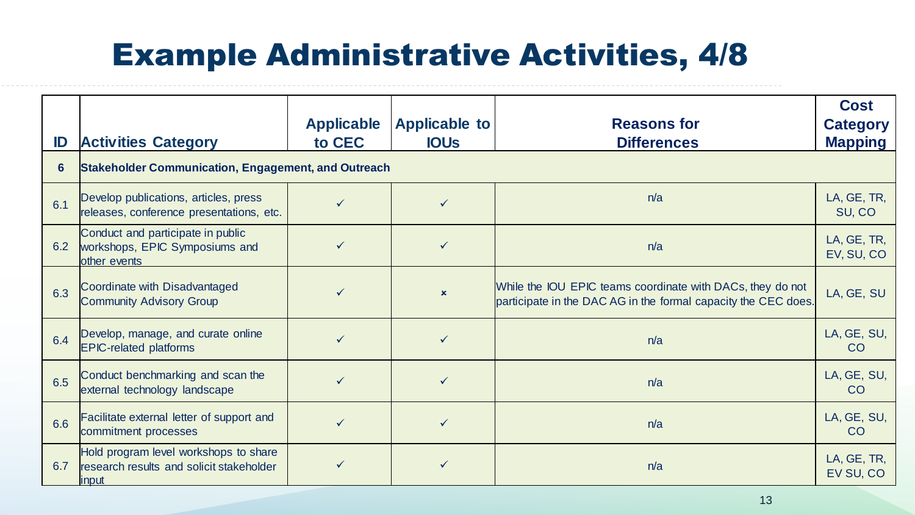# Example Administrative Activities, 4/8

| ID | Activities Category | Applicable to CEC | Applicable to IOUs | Reasons for Differences | Cost Category Mapping |
|---|---|---|---|---|---|
| **6** | **Stakeholder Communication, Engagement, and Outreach** | | | | |
| 6.1 | Develop publications, articles, press releases, conference presentations, etc. | ✓ | ✓ | n/a | LA, GE, TR, SU, CO |
| 6.2 | Conduct and participate in public workshops, EPIC Symposiums and other events | ✓ | ✓ | n/a | LA, GE, TR, EV, SU, CO |
| 6.3 | Coordinate with Disadvantaged Community Advisory Group | ✓ | × | While the IOU EPIC teams coordinate with DACs, they do not participate in the DAC AG in the formal capacity the CEC does. | LA, GE, SU |
| 6.4 | Develop, manage, and curate online EPIC-related platforms | ✓ | ✓ | n/a | LA, GE, SU, CO |
| 6.5 | Conduct benchmarking and scan the external technology landscape | ✓ | ✓ | n/a | LA, GE, SU, CO |
| 6.6 | Facilitate external letter of support and commitment processes | ✓ | ✓ | n/a | LA, GE, SU, CO |
| 6.7 | Hold program level workshops to share research results and solicit stakeholder input | ✓ | ✓ | n/a | LA, GE, TR, EV SU, CO |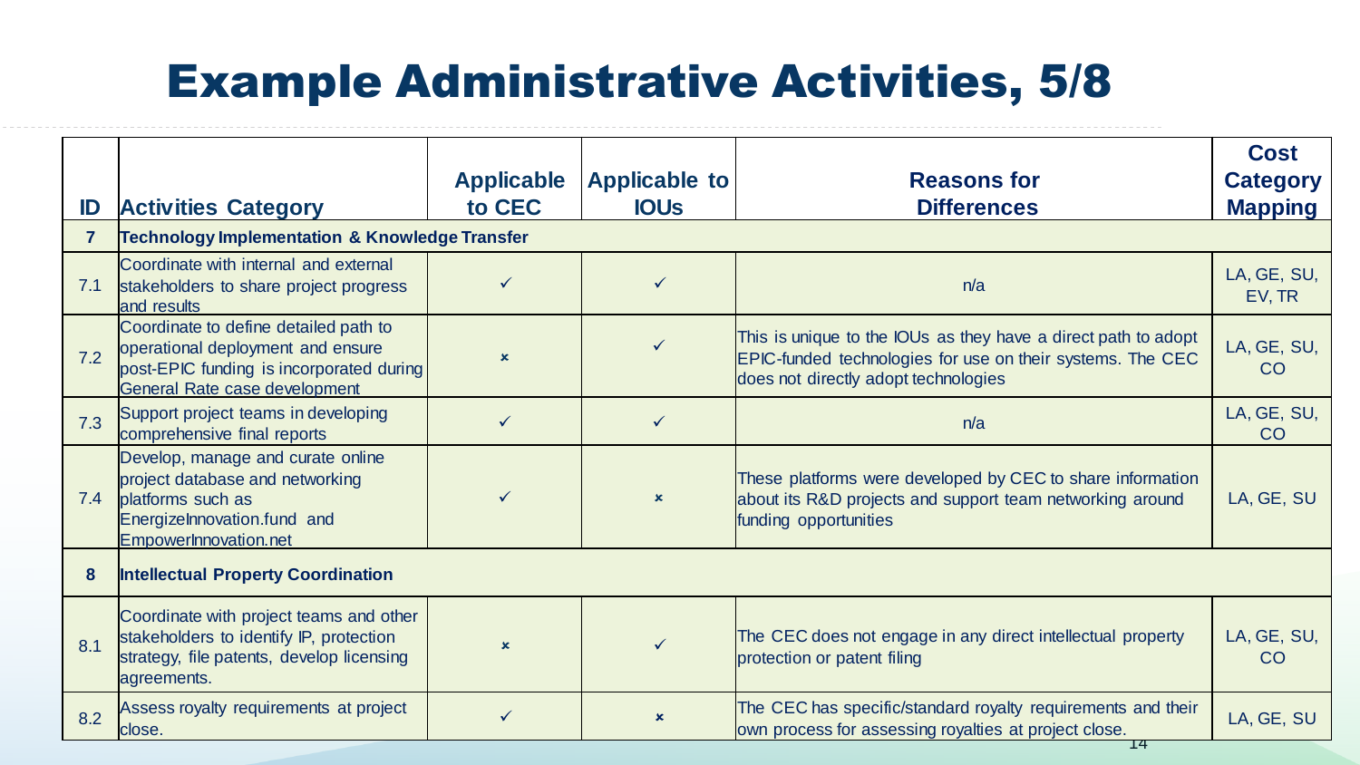# Example Administrative Activities, 5/8

| ID | Activities Category | Applicable to CEC | Applicable to IOUs | Reasons for Differences | Cost Category Mapping |
|---|---|---|---|---|---|
| **7** | **Technology Implementation & Knowledge Transfer** | | | | |
| 7.1 | Coordinate with internal and external stakeholders to share project progress and results | ✓ | ✓ | n/a | LA, GE, SU, EV, TR |
| 7.2 | Coordinate to define detailed path to operational deployment and ensure post-EPIC funding is incorporated during General Rate case development | × | ✓ | This is unique to the IOUs as they have a direct path to adopt EPIC-funded technologies for use on their systems. The CEC does not directly adopt technologies | LA, GE, SU, CO |
| 7.3 | Support project teams in developing comprehensive final reports | ✓ | ✓ | n/a | LA, GE, SU, CO |
| 7.4 | Develop, manage and curate online project database and networking platforms such as EnergizeInnovation.fund and EmpowerInnovation.net | ✓ | × | These platforms were developed by CEC to share information about its R&D projects and support team networking around funding opportunities | LA, GE, SU |
| **8** | **Intellectual Property Coordination** | | | | |
| 8.1 | Coordinate with project teams and other stakeholders to identify IP, protection strategy, file patents, develop licensing agreements. | × | ✓ | The CEC does not engage in any direct intellectual property protection or patent filing | LA, GE, SU, CO |
| 8.2 | Assess royalty requirements at project close. | ✓ | × | The CEC has specific/standard royalty requirements and their own process for assessing royalties at project close. | LA, GE, SU |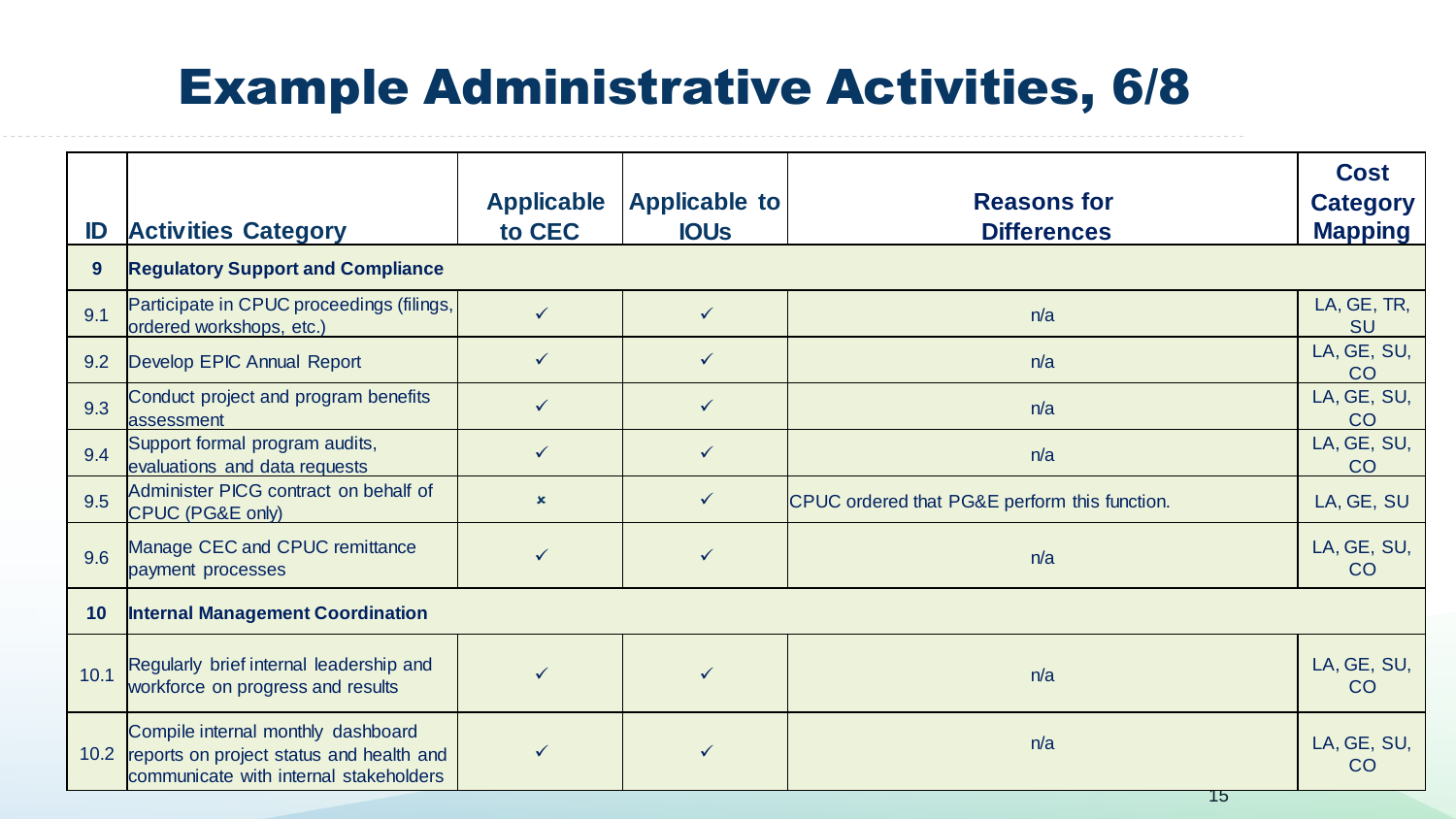# Example Administrative Activities, 6/8

| ID | Activities Category | Applicable to CEC | Applicable to IOUs | Reasons for Differences | Cost Category Mapping |
|---|---|---|---|---|---|
| **9** | **Regulatory Support and Compliance** | | | | |
| 9.1 | Participate in CPUC proceedings (filings, ordered workshops, etc.) | ✓ | ✓ | n/a | LA, GE, TR, SU |
| 9.2 | Develop EPIC Annual Report | ✓ | ✓ | n/a | LA, GE, SU, CO |
| 9.3 | Conduct project and program benefits assessment | ✓ | ✓ | n/a | LA, GE, SU, CO |
| 9.4 | Support formal program audits, evaluations and data requests | ✓ | ✓ | n/a | LA, GE, SU, CO |
| 9.5 | Administer PICG contract on behalf of CPUC (PG&E only) | × | ✓ | CPUC ordered that PG&E perform this function. | LA, GE, SU |
| 9.6 | Manage CEC and CPUC remittance payment processes | ✓ | ✓ | n/a | LA, GE, SU, CO |
| **10** | **Internal Management Coordination** | | | | |
| 10.1 | Regularly brief internal leadership and workforce on progress and results | ✓ | ✓ | n/a | LA, GE, SU, CO |
| 10.2 | Compile internal monthly dashboard reports on project status and health and communicate with internal stakeholders | ✓ | ✓ | n/a | LA, GE, SU, CO |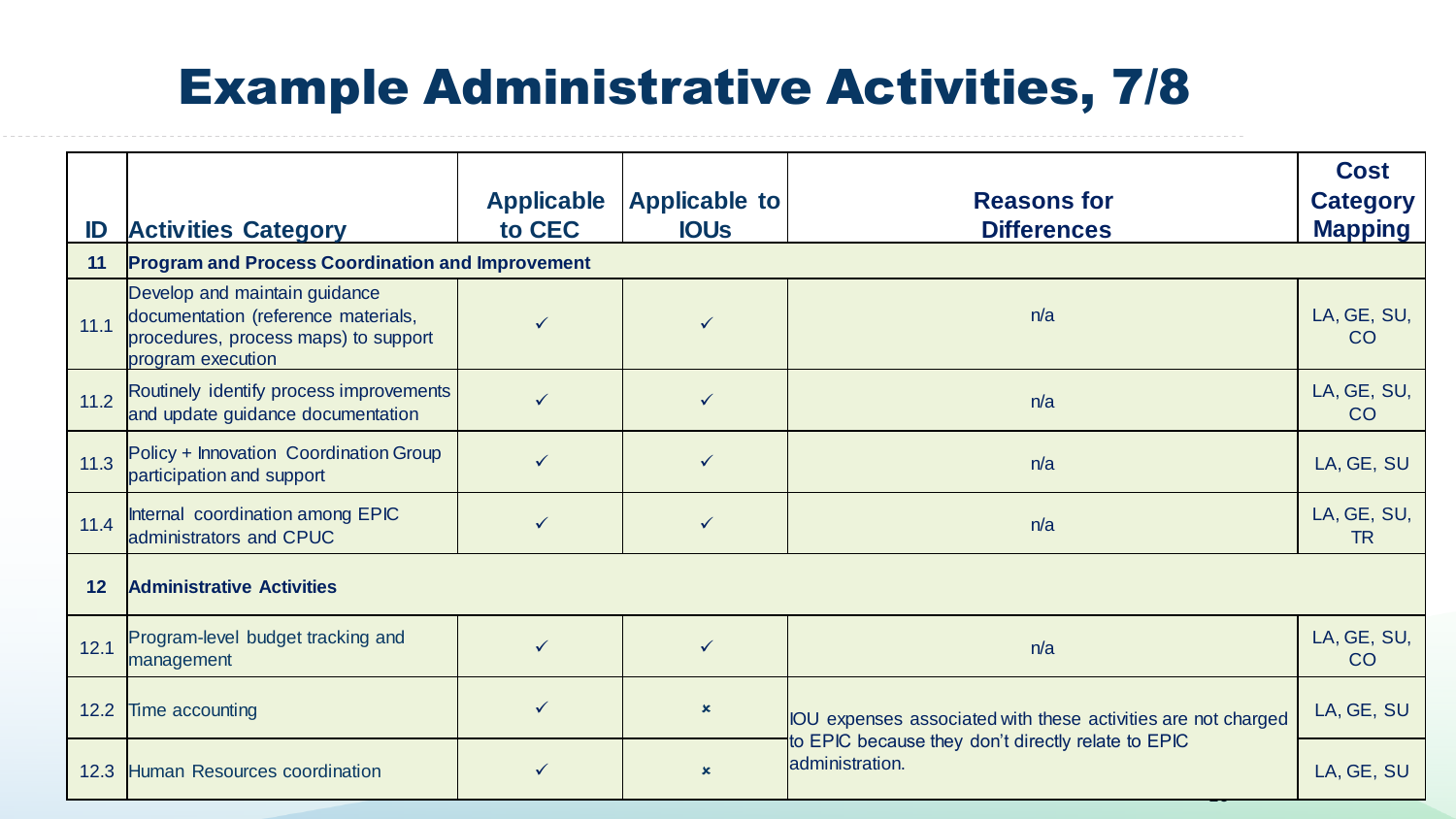# Example Administrative Activities, 7/8

| ID | Activities Category | Applicable to CEC | Applicable to IOUs | Reasons for Differences | Cost Category Mapping |
|---|---|---|---|---|---|
| **11** | **Program and Process Coordination and Improvement** | | | | |
| 11.1 | Develop and maintain guidance documentation (reference materials, procedures, process maps) to support program execution | ✓ | ✓ | n/a | LA, GE, SU, CO |
| 11.2 | Routinely identify process improvements and update guidance documentation | ✓ | ✓ | n/a | LA, GE, SU, CO |
| 11.3 | Policy + Innovation Coordination Group participation and support | ✓ | ✓ | n/a | LA, GE, SU |
| 11.4 | Internal coordination among EPIC administrators and CPUC | ✓ | ✓ | n/a | LA, GE, SU, TR |
| **12** | **Administrative Activities** | | | | |
| 12.1 | Program-level budget tracking and management | ✓ | ✓ | n/a | LA, GE, SU, CO |
| 12.2 | Time accounting | ✓ | × | IOU expenses associated with these activities are not charged to EPIC because they don't directly relate to EPIC administration. | LA, GE, SU |
| 12.3 | Human Resources coordination | ✓ | × | | LA, GE, SU |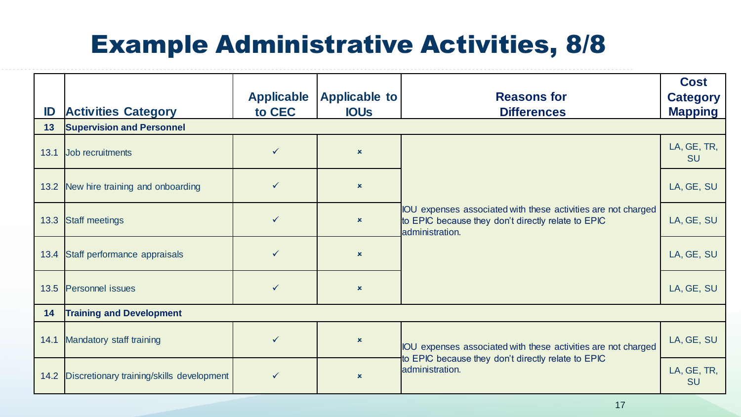# Example Administrative Activities, 8/8

| ID | Activities Category | Applicable to CEC | Applicable to IOUs | Reasons for Differences | Cost Category Mapping |
|---|---|---|---|---|---|
| **13** | **Supervision and Personnel** | | | | |
| 13.1 | Job recruitments | ✓ | × | IOU expenses associated with these activities are not charged to EPIC because they don't directly relate to EPIC administration. | LA, GE, TR, SU |
| 13.2 | New hire training and onboarding | ✓ | × | | LA, GE, SU |
| 13.3 | Staff meetings | ✓ | × | | LA, GE, SU |
| 13.4 | Staff performance appraisals | ✓ | × | | LA, GE, SU |
| 13.5 | Personnel issues | ✓ | × | | LA, GE, SU |
| **14** | **Training and Development** | | | | |
| 14.1 | Mandatory staff training | ✓ | × | IOU expenses associated with these activities are not charged to EPIC because they don't directly relate to EPIC administration. | LA, GE, SU |
| 14.2 | Discretionary training/skills development | ✓ | × | | LA, GE, TR, SU |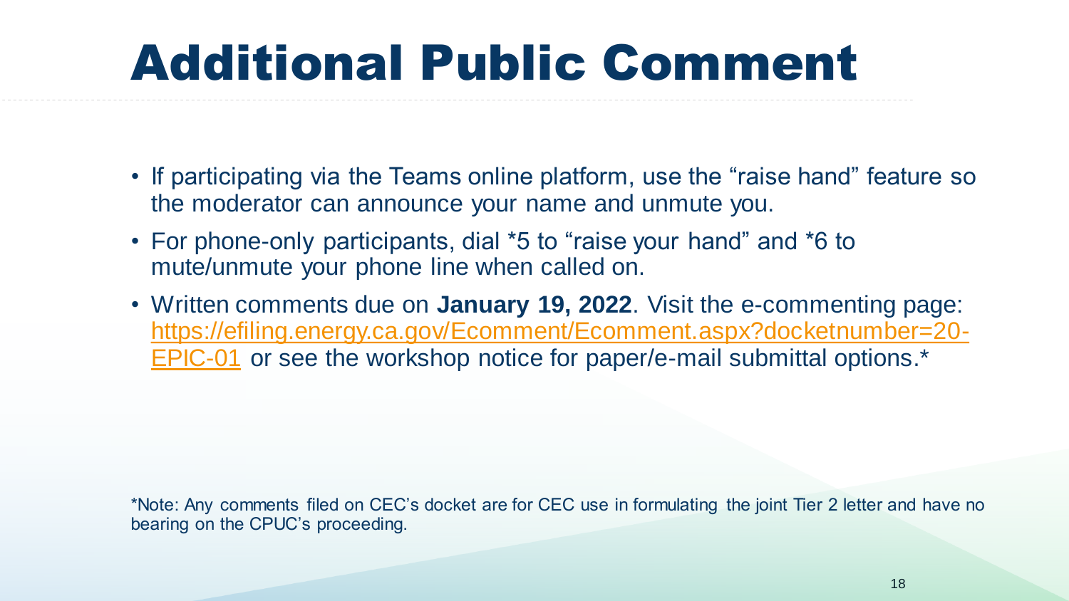# Additional Public Comment

- If participating via the Teams online platform, use the “raise hand” feature so the moderator can announce your name and unmute you.
- For phone-only participants, dial *5 to “raise your hand” and *6 to mute/unmute your phone line when called on.
- Written comments due on **January 19, 2022**. Visit the e-commenting page: [https://efiling.energy.ca.gov/Ecomment/Ecomment.aspx?docketnumber=20-EPIC-01](https://efiling.energy.ca.gov/Ecomment/Ecomment.aspx?docketnumber=20-EPIC-01) or see the workshop notice for paper/e-mail submittal options.*

*Note: Any comments filed on CEC’s docket are for CEC use in formulating the joint Tier 2 letter and have no bearing on the CPUC’s proceeding.